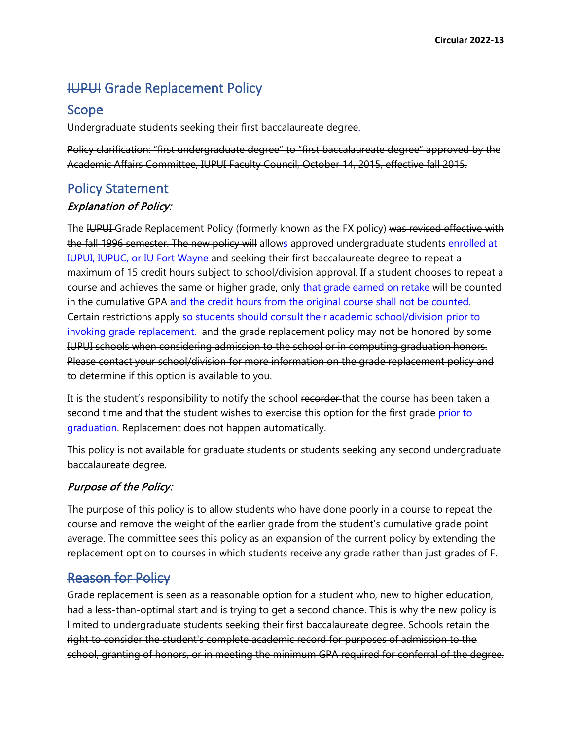# ~~IUPUI~~ Grade Replacement Policy

## Scope

Undergraduate students seeking their first baccalaureate degree.

~~Policy clarification: "first undergraduate degree" to "first baccalaureate degree" approved by the Academic Affairs Committee, IUPUI Faculty Council, October 14, 2015, effective fall 2015.~~

## Policy Statement

### *Explanation of Policy:*

The ~~IUPUI~~ Grade Replacement Policy (formerly known as the FX policy) ~~was revised effective with the fall 1996 semester. The new policy will~~ allows approved undergraduate students enrolled at IUPUI, IUPUC, or IU Fort Wayne and seeking their first baccalaureate degree to repeat a maximum of 15 credit hours subject to school/division approval. If a student chooses to repeat a course and achieves the same or higher grade, only that grade earned on retake will be counted in the ~~cumulative~~ GPA and the credit hours from the original course shall not be counted. Certain restrictions apply so students should consult their academic school/division prior to invoking grade replacement. ~~and the grade replacement policy may not be honored by some IUPUI schools when considering admission to the school or in computing graduation honors. Please contact your school/division for more information on the grade replacement policy and to determine if this option is available to you.~~

It is the student's responsibility to notify the school ~~recorder~~ that the course has been taken a second time and that the student wishes to exercise this option for the first grade prior to graduation. Replacement does not happen automatically.

This policy is not available for graduate students or students seeking any second undergraduate baccalaureate degree.

### *Purpose of the Policy:*

The purpose of this policy is to allow students who have done poorly in a course to repeat the course and remove the weight of the earlier grade from the student's ~~cumulative~~ grade point average. ~~The committee sees this policy as an expansion of the current policy by extending the replacement option to courses in which students receive any grade rather than just grades of F.~~

## ~~Reason for Policy~~

Grade replacement is seen as a reasonable option for a student who, new to higher education, had a less-than-optimal start and is trying to get a second chance. This is why the new policy is limited to undergraduate students seeking their first baccalaureate degree. ~~Schools retain the right to consider the student's complete academic record for purposes of admission to the school, granting of honors, or in meeting the minimum GPA required for conferral of the degree.~~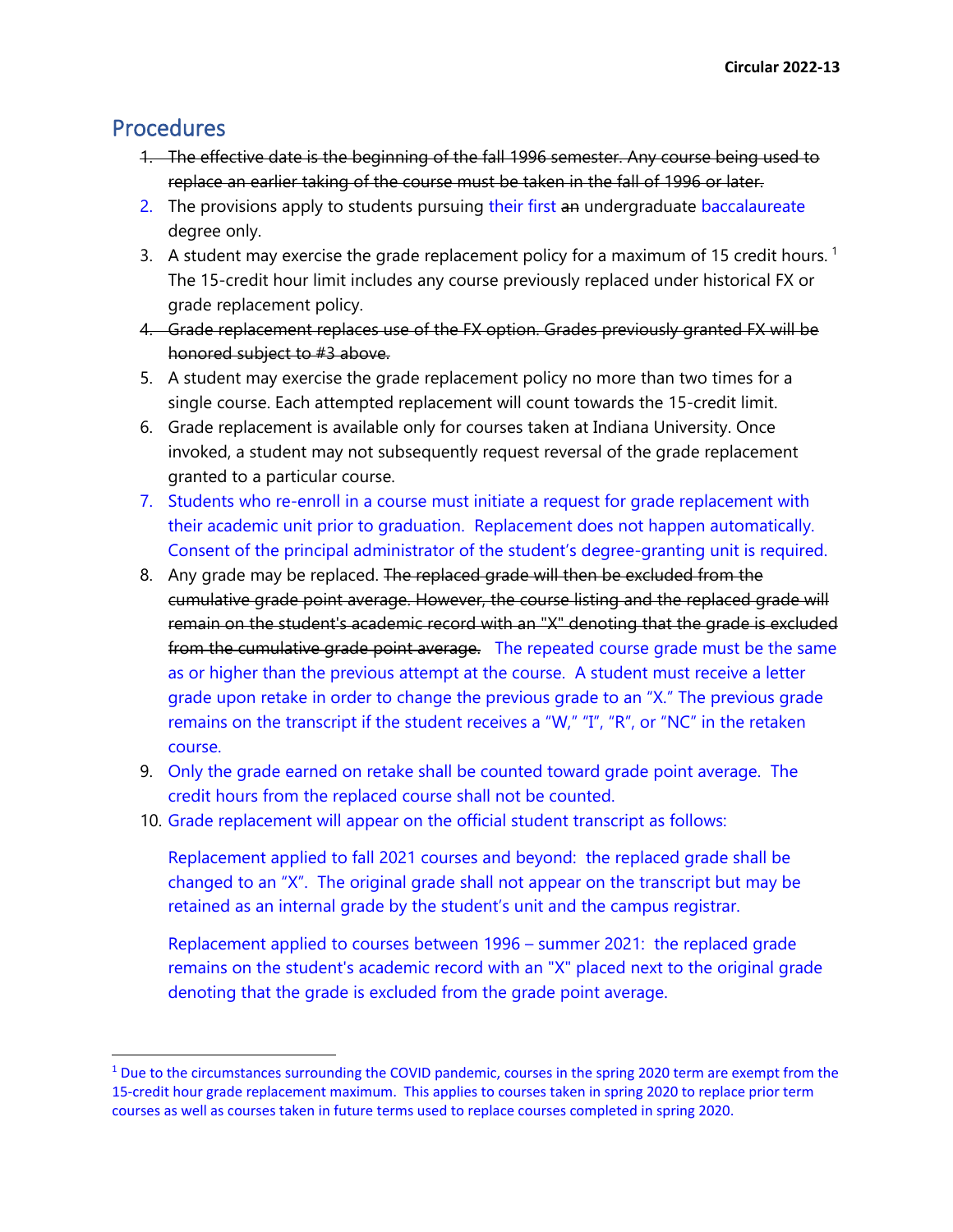## Procedures

1. ~~The effective date is the beginning of the fall 1996 semester. Any course being used to replace an earlier taking of the course must be taken in the fall of 1996 or later.~~
2. The provisions apply to students pursuing their first ~~an~~ undergraduate baccalaureate degree only.
3. A student may exercise the grade replacement policy for a maximum of 15 credit hours.[1] The 15-credit hour limit includes any course previously replaced under historical FX or grade replacement policy.
4. ~~Grade replacement replaces use of the FX option. Grades previously granted FX will be honored subject to #3 above.~~
5. A student may exercise the grade replacement policy no more than two times for a single course. Each attempted replacement will count towards the 15-credit limit.
6. Grade replacement is available only for courses taken at Indiana University. Once invoked, a student may not subsequently request reversal of the grade replacement granted to a particular course.
7. Students who re-enroll in a course must initiate a request for grade replacement with their academic unit prior to graduation. Replacement does not happen automatically. Consent of the principal administrator of the student's degree-granting unit is required.
8. Any grade may be replaced. ~~The replaced grade will then be excluded from the cumulative grade point average. However, the course listing and the replaced grade will remain on the student's academic record with an "X" denoting that the grade is excluded from the cumulative grade point average.~~ The repeated course grade must be the same as or higher than the previous attempt at the course. A student must receive a letter grade upon retake in order to change the previous grade to an "X." The previous grade remains on the transcript if the student receives a "W," "I", "R", or "NC" in the retaken course.
9. Only the grade earned on retake shall be counted toward grade point average. The credit hours from the replaced course shall not be counted.
10. Grade replacement will appear on the official student transcript as follows:

    Replacement applied to fall 2021 courses and beyond: the replaced grade shall be changed to an "X". The original grade shall not appear on the transcript but may be retained as an internal grade by the student's unit and the campus registrar.

    Replacement applied to courses between 1996 – summer 2021: the replaced grade remains on the student's academic record with an "X" placed next to the original grade denoting that the grade is excluded from the grade point average.

---

[1] Due to the circumstances surrounding the COVID pandemic, courses in the spring 2020 term are exempt from the 15-credit hour grade replacement maximum. This applies to courses taken in spring 2020 to replace prior term courses as well as courses taken in future terms used to replace courses completed in spring 2020.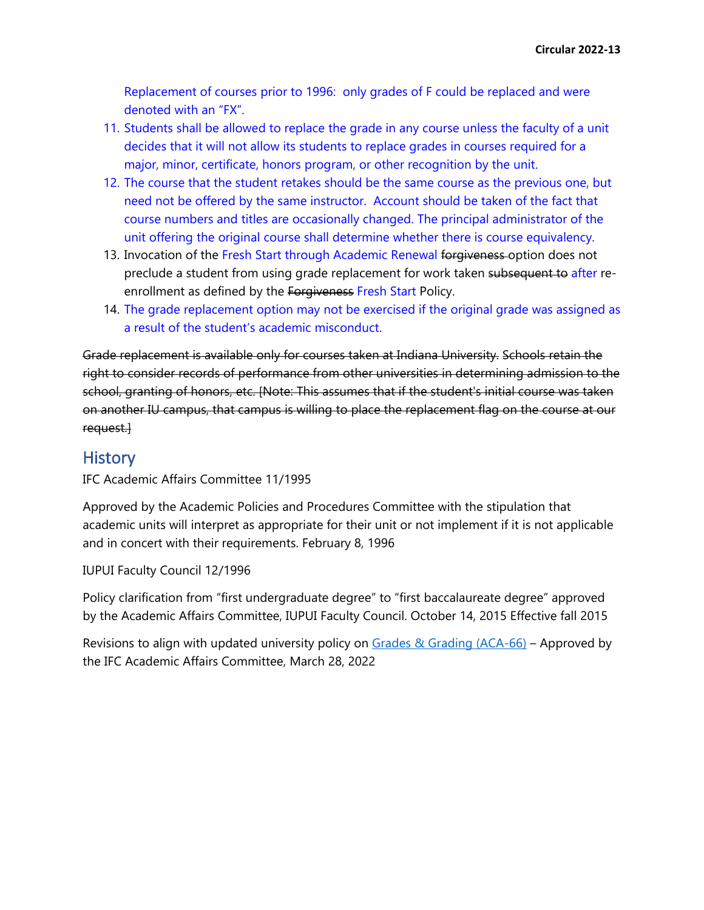Replacement of courses prior to 1996: only grades of F could be replaced and were denoted with an "FX".

11. Students shall be allowed to replace the grade in any course unless the faculty of a unit decides that it will not allow its students to replace grades in courses required for a major, minor, certificate, honors program, or other recognition by the unit.
12. The course that the student retakes should be the same course as the previous one, but need not be offered by the same instructor. Account should be taken of the fact that course numbers and titles are occasionally changed. The principal administrator of the unit offering the original course shall determine whether there is course equivalency.
13. Invocation of the Fresh Start through Academic Renewal ~~forgiveness~~ option does not preclude a student from using grade replacement for work taken ~~subsequent to~~ after re-enrollment as defined by the ~~Forgiveness~~ Fresh Start Policy.
14. The grade replacement option may not be exercised if the original grade was assigned as a result of the student's academic misconduct.

~~Grade replacement is available only for courses taken at Indiana University. Schools retain the right to consider records of performance from other universities in determining admission to the school, granting of honors, etc. [Note: This assumes that if the student's initial course was taken on another IU campus, that campus is willing to place the replacement flag on the course at our request.]~~

## History

IFC Academic Affairs Committee 11/1995

Approved by the Academic Policies and Procedures Committee with the stipulation that academic units will interpret as appropriate for their unit or not implement if it is not applicable and in concert with their requirements. February 8, 1996

IUPUI Faculty Council 12/1996

Policy clarification from "first undergraduate degree" to "first baccalaureate degree" approved by the Academic Affairs Committee, IUPUI Faculty Council. October 14, 2015 Effective fall 2015

Revisions to align with updated university policy on Grades & Grading (ACA-66) – Approved by the IFC Academic Affairs Committee, March 28, 2022